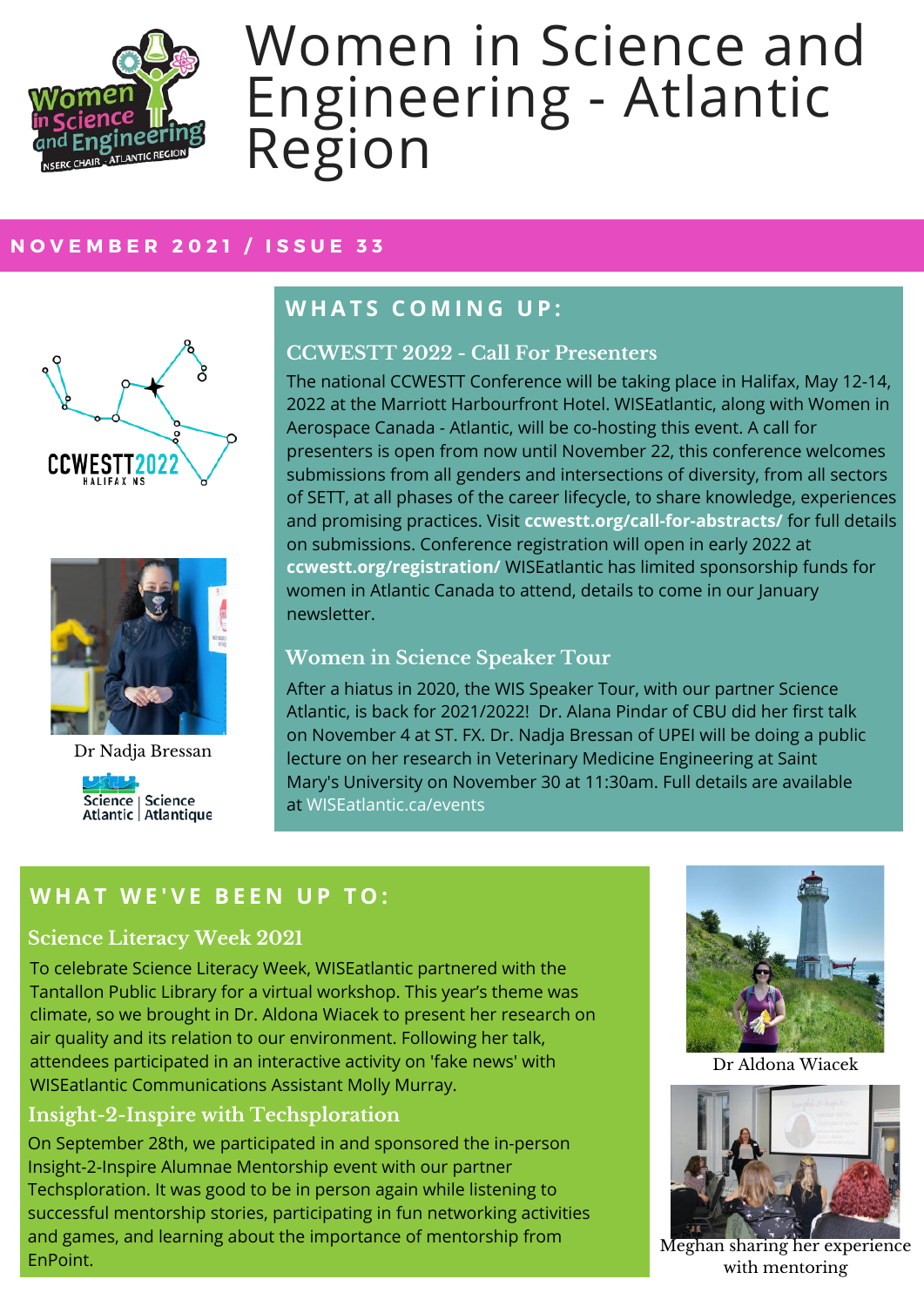# Women in Science and Engineering - Atlantic Region

**NOVEMBER 2021 / ISSUE 33**

## WHATS COMING UP:

### CCWESTT 2022 - Call For Presenters

The national CCWESTT Conference will be taking place in Halifax, May 12-14, 2022 at the Marriott Harbourfront Hotel. WISEatlantic, along with Women in Aerospace Canada - Atlantic, will be co-hosting this event. A call for presenters is open from now until November 22, this conference welcomes submissions from all genders and intersections of diversity, from all sectors of SETT, at all phases of the career lifecycle, to share knowledge, experiences and promising practices. Visit **ccwestt.org/call-for-abstracts/** for full details on submissions. Conference registration will open in early 2022 at **ccwestt.org/registration/** WISEatlantic has limited sponsorship funds for women in Atlantic Canada to attend, details to come in our January newsletter.

### Women in Science Speaker Tour

After a hiatus in 2020, the WIS Speaker Tour, with our partner Science Atlantic, is back for 2021/2022! Dr. Alana Pindar of CBU did her first talk on November 4 at ST. FX. Dr. Nadja Bressan of UPEI will be doing a public lecture on her research in Veterinary Medicine Engineering at Saint Mary's University on November 30 at 11:30am. Full details are available at WISEatlantic.ca/events

Dr Nadja Bressan

## WHAT WE'VE BEEN UP TO:

### Science Literacy Week 2021

To celebrate Science Literacy Week, WISEatlantic partnered with the Tantallon Public Library for a virtual workshop. This year's theme was climate, so we brought in Dr. Aldona Wiacek to present her research on air quality and its relation to our environment. Following her talk, attendees participated in an interactive activity on 'fake news' with WISEatlantic Communications Assistant Molly Murray.

Dr Aldona Wiacek

### Insight-2-Inspire with Techsploration

On September 28th, we participated in and sponsored the in-person Insight-2-Inspire Alumnae Mentorship event with our partner Techsploration. It was good to be in person again while listening to successful mentorship stories, participating in fun networking activities and games, and learning about the importance of mentorship from EnPoint.

Meghan sharing her experience with mentoring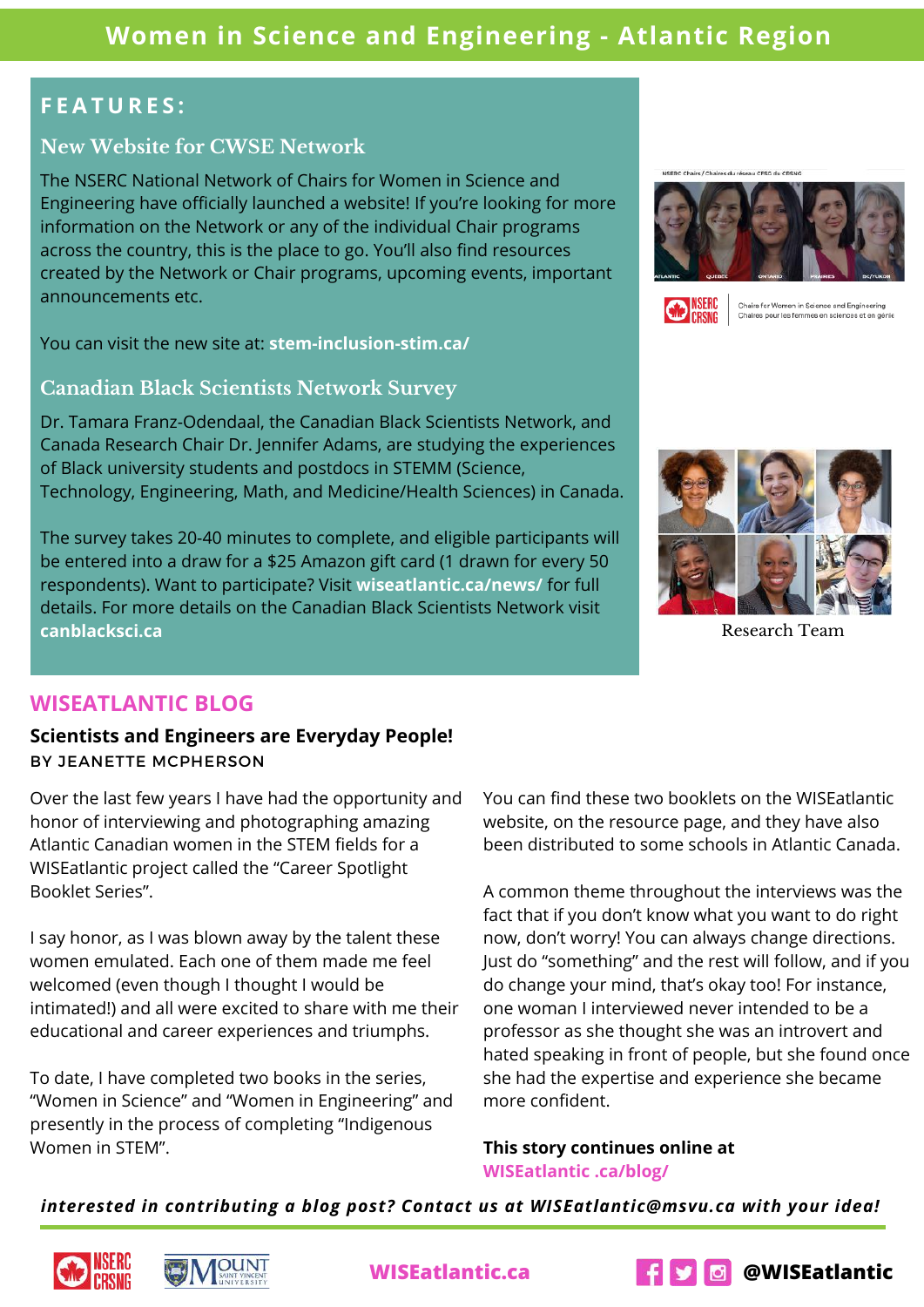# Women in Science and Engineering - Atlantic Region

## FEATURES:

### New Website for CWSE Network

The NSERC National Network of Chairs for Women in Science and Engineering have officially launched a website! If you're looking for more information on the Network or any of the individual Chair programs across the country, this is the place to go. You'll also find resources created by the Network or Chair programs, upcoming events, important announcements etc.

You can visit the new site at: **stem-inclusion-stim.ca/**

### Canadian Black Scientists Network Survey

Dr. Tamara Franz-Odendaal, the Canadian Black Scientists Network, and Canada Research Chair Dr. Jennifer Adams, are studying the experiences of Black university students and postdocs in STEMM (Science, Technology, Engineering, Math, and Medicine/Health Sciences) in Canada.

The survey takes 20-40 minutes to complete, and eligible participants will be entered into a draw for a $25 Amazon gift card (1 drawn for every 50 respondents). Want to participate? Visit **wiseatlantic.ca/news/** for full details. For more details on the Canadian Black Scientists Network visit **canblacksci.ca**

Research Team

## WISEATLANTIC BLOG

### Scientists and Engineers are Everyday People!

BY JEANETTE MCPHERSON

Over the last few years I have had the opportunity and honor of interviewing and photographing amazing Atlantic Canadian women in the STEM fields for a WISEatlantic project called the "Career Spotlight Booklet Series".

I say honor, as I was blown away by the talent these women emulated. Each one of them made me feel welcomed (even though I thought I would be intimated!) and all were excited to share with me their educational and career experiences and triumphs.

To date, I have completed two books in the series, "Women in Science" and "Women in Engineering" and presently in the process of completing "Indigenous Women in STEM".

You can find these two booklets on the WISEatlantic website, on the resource page, and they have also been distributed to some schools in Atlantic Canada.

A common theme throughout the interviews was the fact that if you don't know what you want to do right now, don't worry! You can always change directions. Just do "something" and the rest will follow, and if you do change your mind, that's okay too! For instance, one woman I interviewed never intended to be a professor as she thought she was an introvert and hated speaking in front of people, but she found once she had the expertise and experience she became more confident.

**This story continues online at WISEatlantic .ca/blog/**

***interested in contributing a blog post? Contact us at WISEatlantic@msvu.ca with your idea!***

WISEatlantic.ca

@WISEatlantic